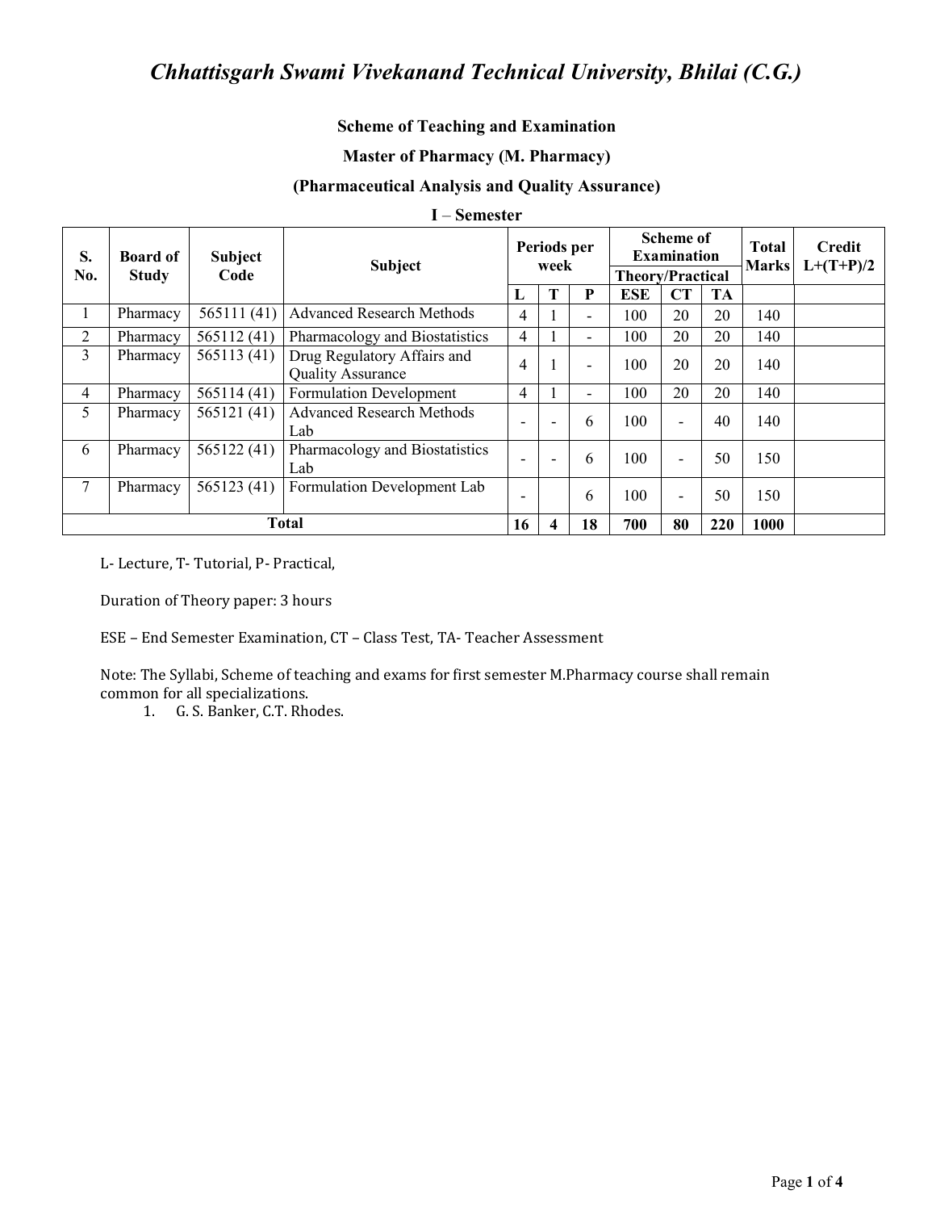# *Chhattisgarh Swami Vivekanand Technical University, Bhilai (C.G.)*

**Scheme of Teaching and Examination**

**Master of Pharmacy (M. Pharmacy)**

**(Pharmaceutical Analysis and Quality Assurance)**

**I – Semester**

| S. No. | Board of Study | Subject Code | Subject | Periods per week | | | Scheme of Examination | | | Total Marks | Credit L+(T+P)/2 |
|---|---|---|---|---|---|---|---|---|---|---|---|
| | | | | | | | Theory/Practical | | | | |
| | | | | L | T | P | ESE | CT | TA | | |
| 1 | Pharmacy | 565111 (41) | Advanced Research Methods | 4 | 1 | - | 100 | 20 | 20 | 140 | |
| 2 | Pharmacy | 565112 (41) | Pharmacology and Biostatistics | 4 | 1 | - | 100 | 20 | 20 | 140 | |
| 3 | Pharmacy | 565113 (41) | Drug Regulatory Affairs and Quality Assurance | 4 | 1 | - | 100 | 20 | 20 | 140 | |
| 4 | Pharmacy | 565114 (41) | Formulation Development | 4 | 1 | - | 100 | 20 | 20 | 140 | |
| 5 | Pharmacy | 565121 (41) | Advanced Research Methods Lab | - | - | 6 | 100 | - | 40 | 140 | |
| 6 | Pharmacy | 565122 (41) | Pharmacology and Biostatistics Lab | - | - | 6 | 100 | - | 50 | 150 | |
| 7 | Pharmacy | 565123 (41) | Formulation Development Lab | - | | 6 | 100 | - | 50 | 150 | |
| **Total** | | | | **16** | **4** | **18** | **700** | **80** | **220** | **1000** | |

L- Lecture, T- Tutorial, P- Practical,

Duration of Theory paper: 3 hours

ESE – End Semester Examination, CT – Class Test, TA- Teacher Assessment

Note: The Syllabi, Scheme of teaching and exams for first semester M.Pharmacy course shall remain common for all specializations.

1. G. S. Banker, C.T. Rhodes.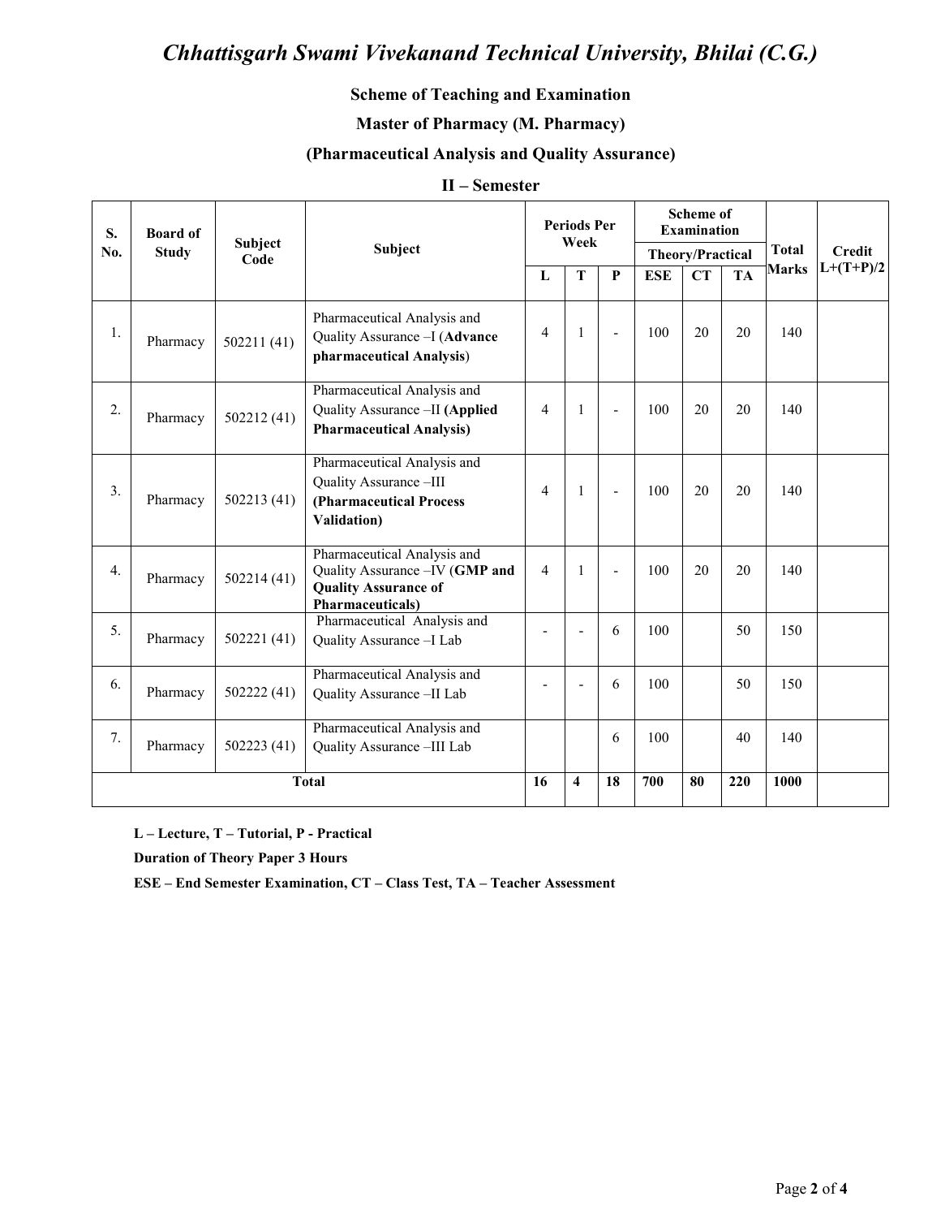# *Chhattisgarh Swami Vivekanand Technical University, Bhilai (C.G.)*

**Scheme of Teaching and Examination**

**Master of Pharmacy (M. Pharmacy)**

**(Pharmaceutical Analysis and Quality Assurance)**

**II – Semester**

| S. No. | Board of Study | Subject Code | Subject | Periods Per Week | | | Scheme of Examination | | | Total Marks | Credit L+(T+P)/2 |
|---|---|---|---|---|---|---|---|---|---|---|---|
| | | | | | | | Theory/Practical | | | | |
| | | | | L | T | P | ESE | CT | TA | | |
| 1. | Pharmacy | 502211 (41) | Pharmaceutical Analysis and Quality Assurance –I (**Advance pharmaceutical Analysis**) | 4 | 1 | - | 100 | 20 | 20 | 140 | |
| 2. | Pharmacy | 502212 (41) | Pharmaceutical Analysis and Quality Assurance –II **(Applied Pharmaceutical Analysis)** | 4 | 1 | - | 100 | 20 | 20 | 140 | |
| 3. | Pharmacy | 502213 (41) | Pharmaceutical Analysis and Quality Assurance –III **(Pharmaceutical Process Validation)** | 4 | 1 | - | 100 | 20 | 20 | 140 | |
| 4. | Pharmacy | 502214 (41) | Pharmaceutical Analysis and Quality Assurance –IV (**GMP and Quality Assurance of Pharmaceuticals)** | 4 | 1 | - | 100 | 20 | 20 | 140 | |
| 5. | Pharmacy | 502221 (41) | Pharmaceutical Analysis and Quality Assurance –I Lab | - | - | 6 | 100 | | 50 | 150 | |
| 6. | Pharmacy | 502222 (41) | Pharmaceutical Analysis and Quality Assurance –II Lab | - | - | 6 | 100 | | 50 | 150 | |
| 7. | Pharmacy | 502223 (41) | Pharmaceutical Analysis and Quality Assurance –III Lab | | | 6 | 100 | | 40 | 140 | |
| **Total** | | | | **16** | **4** | **18** | **700** | **80** | **220** | **1000** | |

**L – Lecture, T – Tutorial, P - Practical**

**Duration of Theory Paper 3 Hours**

**ESE – End Semester Examination, CT – Class Test, TA – Teacher Assessment**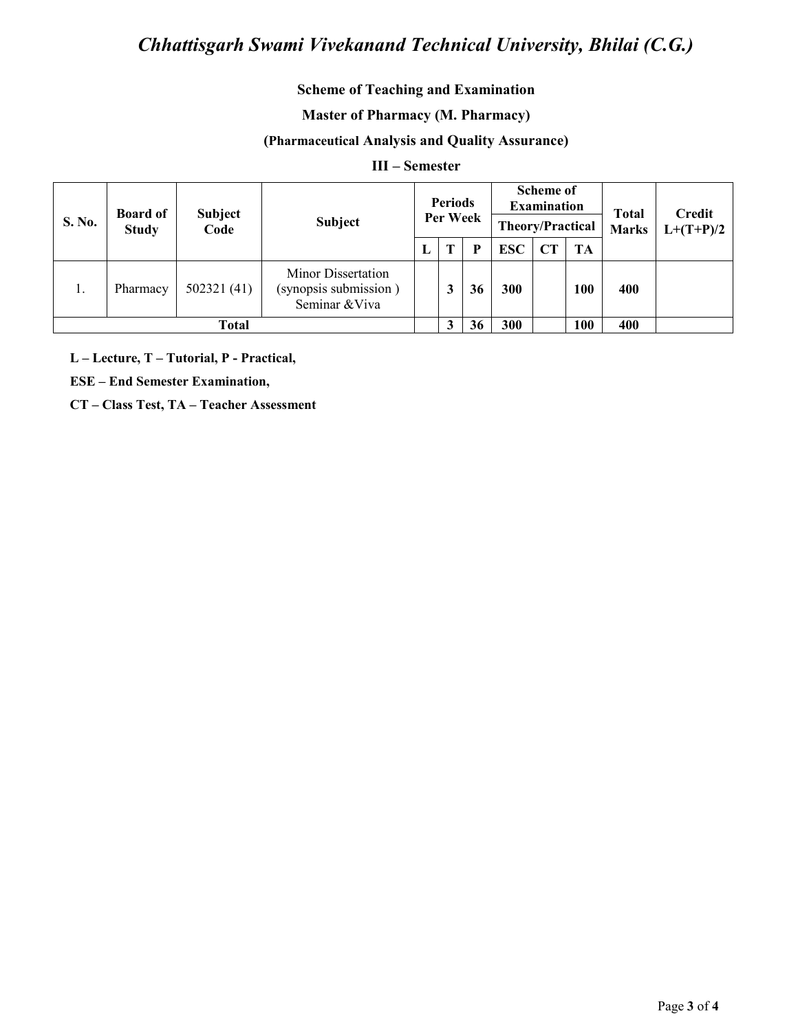# Chhattisgarh Swami Vivekanand Technical University, Bhilai (C.G.)

**Scheme of Teaching and Examination**

**Master of Pharmacy (M. Pharmacy)**

**(Pharmaceutical Analysis and Quality Assurance)**

**III – Semester**

| S. No. | Board of Study | Subject Code | Subject | Periods Per Week | | | Scheme of Examination Theory/Practical | | | Total Marks | Credit L+(T+P)/2 |
|---|---|---|---|---|---|---|---|---|---|---|---|
| | | | | L | T | P | ESC | CT | TA | | |
| 1. | Pharmacy | 502321 (41) | Minor Dissertation (synopsis submission ) Seminar &Viva | | 3 | 36 | 300 | | 100 | 400 | |
| **Total** | | | | | **3** | **36** | **300** | | **100** | **400** | |

**L – Lecture, T – Tutorial, P - Practical,**

**ESE – End Semester Examination,**

**CT – Class Test, TA – Teacher Assessment**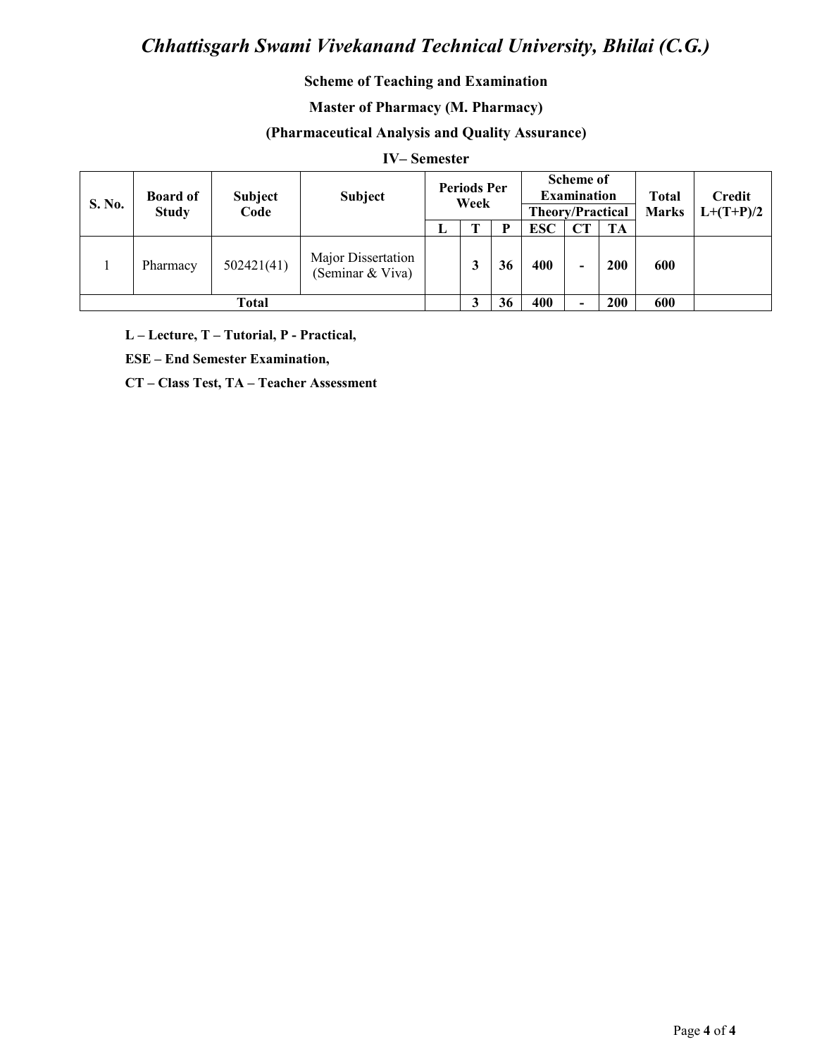# *Chhattisgarh Swami Vivekanand Technical University, Bhilai (C.G.)*

**Scheme of Teaching and Examination**

**Master of Pharmacy (M. Pharmacy)**

**(Pharmaceutical Analysis and Quality Assurance)**

**IV– Semester**

| S. No. | Board of Study | Subject Code | Subject | Periods Per Week | | | Scheme of Examination Theory/Practical | | | Total Marks | Credit L+(T+P)/2 |
|---|---|---|---|---|---|---|---|---|---|---|---|
| | | | | L | T | P | ESC | CT | TA | | |
| 1 | Pharmacy | 502421(41) | Major Dissertation (Seminar & Viva) | | 3 | 36 | 400 | - | 200 | 600 | |
| Total | | | | | 3 | 36 | 400 | - | 200 | 600 | |

**L – Lecture, T – Tutorial, P - Practical,**

**ESE – End Semester Examination,**

**CT – Class Test, TA – Teacher Assessment**